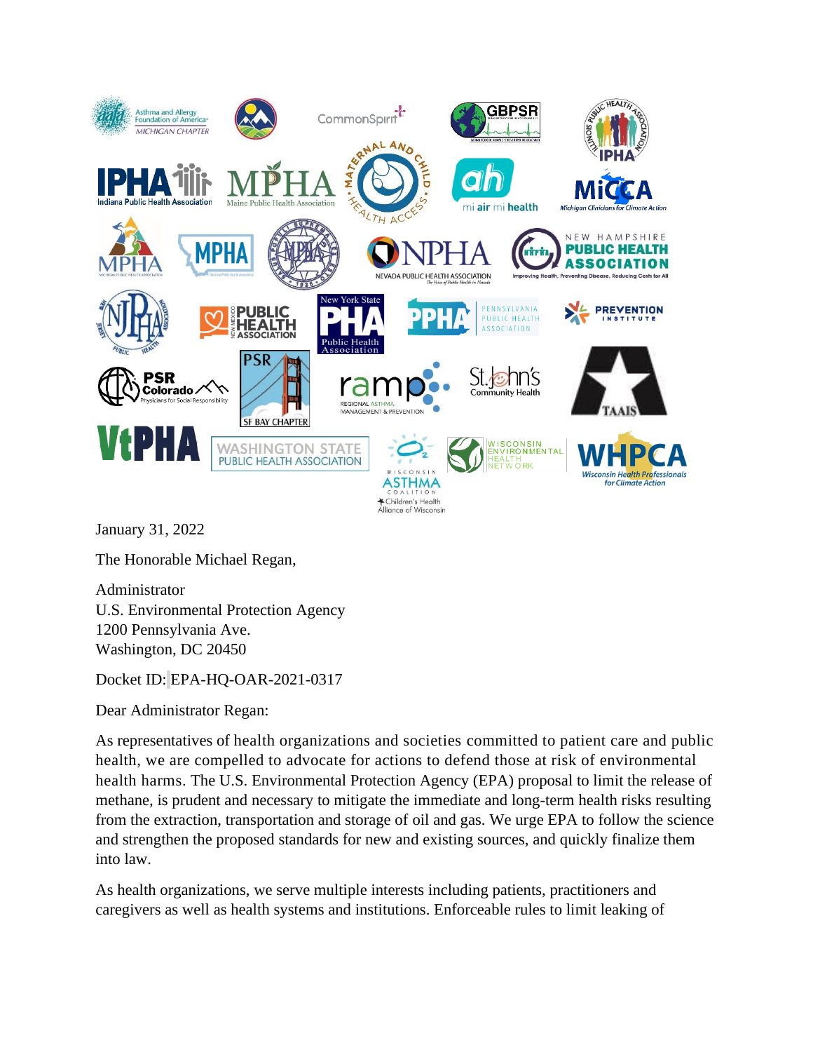January 31, 2022

The Honorable Michael Regan,

Administrator
U.S. Environmental Protection Agency
1200 Pennsylvania Ave.
Washington, DC 20450

Docket ID: EPA-HQ-OAR-2021-0317

Dear Administrator Regan:

As representatives of health organizations and societies committed to patient care and public health, we are compelled to advocate for actions to defend those at risk of environmental health harms. The U.S. Environmental Protection Agency (EPA) proposal to limit the release of methane, is prudent and necessary to mitigate the immediate and long-term health risks resulting from the extraction, transportation and storage of oil and gas. We urge EPA to follow the science and strengthen the proposed standards for new and existing sources, and quickly finalize them into law.

As health organizations, we serve multiple interests including patients, practitioners and caregivers as well as health systems and institutions. Enforceable rules to limit leaking of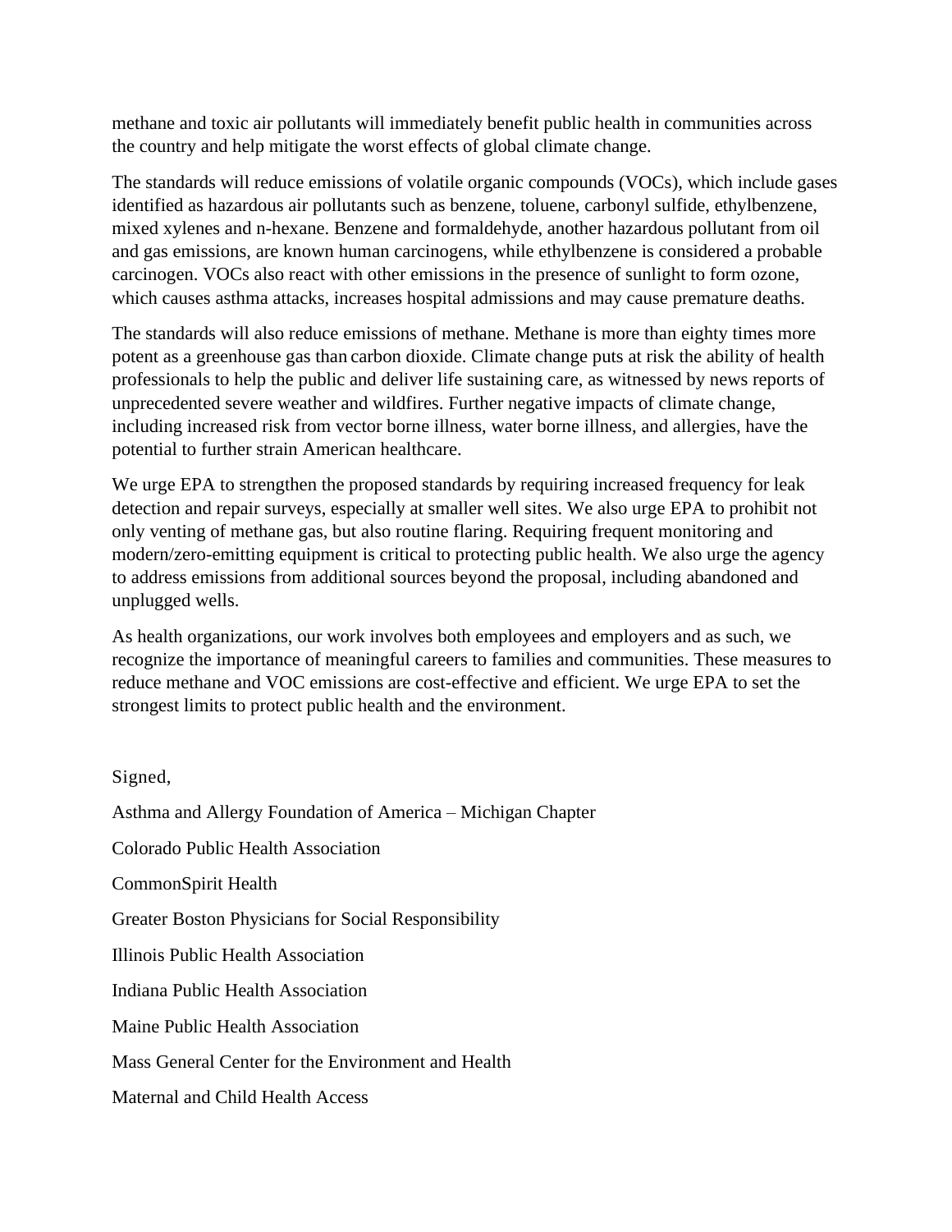methane and toxic air pollutants will immediately benefit public health in communities across the country and help mitigate the worst effects of global climate change.

The standards will reduce emissions of volatile organic compounds (VOCs), which include gases identified as hazardous air pollutants such as benzene, toluene, carbonyl sulfide, ethylbenzene, mixed xylenes and n-hexane. Benzene and formaldehyde, another hazardous pollutant from oil and gas emissions, are known human carcinogens, while ethylbenzene is considered a probable carcinogen. VOCs also react with other emissions in the presence of sunlight to form ozone, which causes asthma attacks, increases hospital admissions and may cause premature deaths.

The standards will also reduce emissions of methane. Methane is more than eighty times more potent as a greenhouse gas than carbon dioxide. Climate change puts at risk the ability of health professionals to help the public and deliver life sustaining care, as witnessed by news reports of unprecedented severe weather and wildfires. Further negative impacts of climate change, including increased risk from vector borne illness, water borne illness, and allergies, have the potential to further strain American healthcare.

We urge EPA to strengthen the proposed standards by requiring increased frequency for leak detection and repair surveys, especially at smaller well sites. We also urge EPA to prohibit not only venting of methane gas, but also routine flaring. Requiring frequent monitoring and modern/zero-emitting equipment is critical to protecting public health. We also urge the agency to address emissions from additional sources beyond the proposal, including abandoned and unplugged wells.

As health organizations, our work involves both employees and employers and as such, we recognize the importance of meaningful careers to families and communities. These measures to reduce methane and VOC emissions are cost-effective and efficient. We urge EPA to set the strongest limits to protect public health and the environment.

Signed,

Asthma and Allergy Foundation of America – Michigan Chapter

Colorado Public Health Association

CommonSpirit Health

Greater Boston Physicians for Social Responsibility

Illinois Public Health Association

Indiana Public Health Association

Maine Public Health Association

Mass General Center for the Environment and Health

Maternal and Child Health Access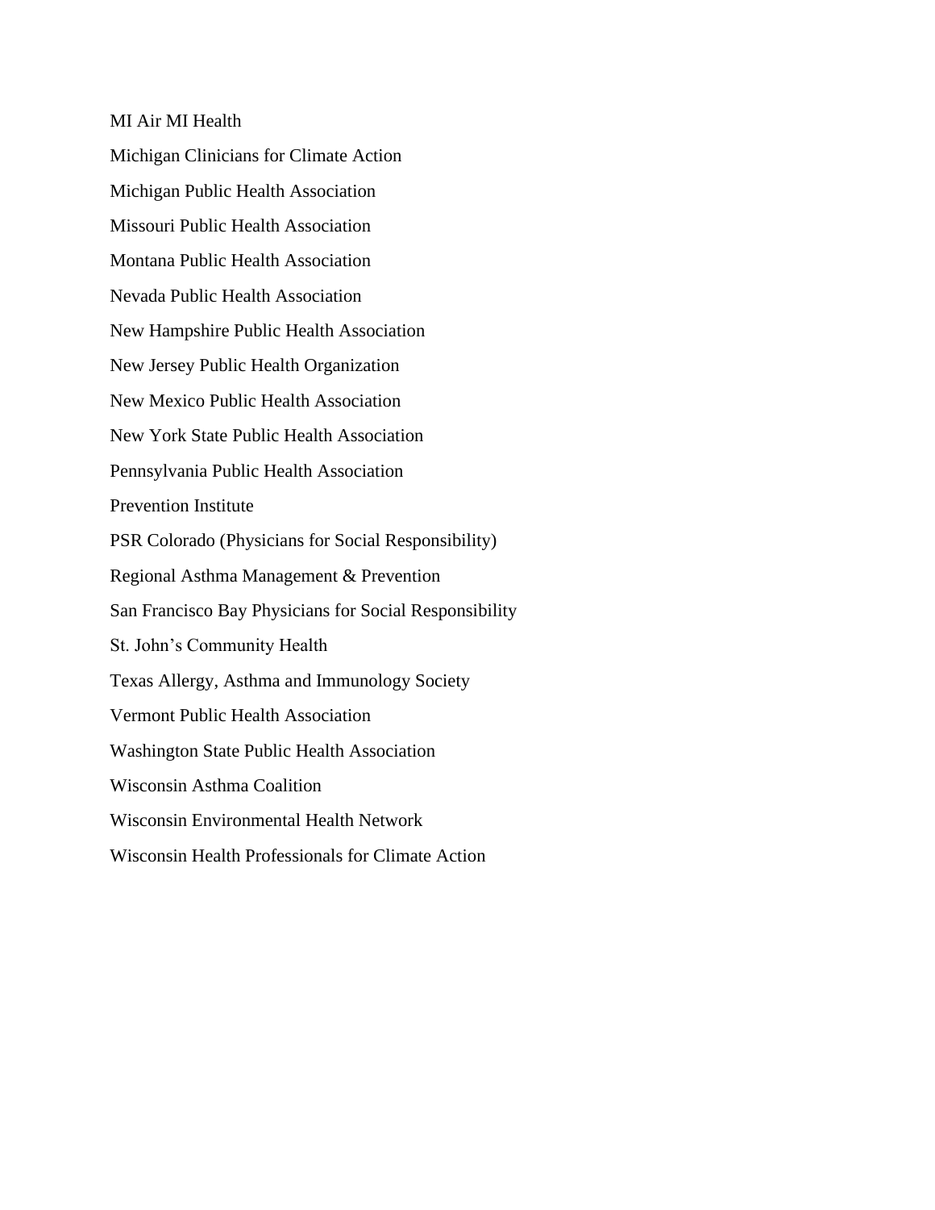MI Air MI Health

Michigan Clinicians for Climate Action

Michigan Public Health Association

Missouri Public Health Association

Montana Public Health Association

Nevada Public Health Association

New Hampshire Public Health Association

New Jersey Public Health Organization

New Mexico Public Health Association

New York State Public Health Association

Pennsylvania Public Health Association

Prevention Institute

PSR Colorado (Physicians for Social Responsibility)

Regional Asthma Management & Prevention

San Francisco Bay Physicians for Social Responsibility

St. John's Community Health

Texas Allergy, Asthma and Immunology Society

Vermont Public Health Association

Washington State Public Health Association

Wisconsin Asthma Coalition

Wisconsin Environmental Health Network

Wisconsin Health Professionals for Climate Action